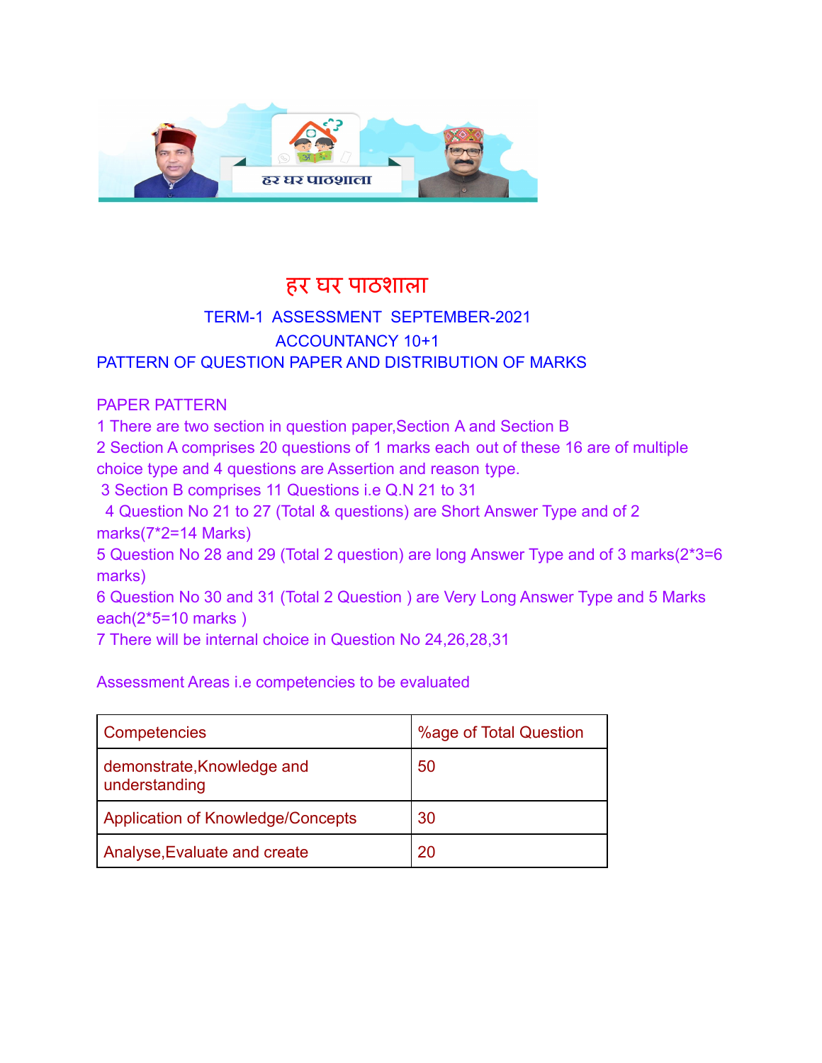# हर घर पाठशाला

## TERM-1 ASSESSMENT SEPTEMBER-2021

## ACCOUNTANCY 10+1

## PATTERN OF QUESTION PAPER AND DISTRIBUTION OF MARKS

### PAPER PATTERN

1 There are two section in question paper,Section A and Section B

2 Section A comprises 20 questions of 1 marks each out of these 16 are of multiple choice type and 4 questions are Assertion and reason type.

3 Section B comprises 11 Questions i.e Q.N 21 to 31

4 Question No 21 to 27 (Total & questions) are Short Answer Type and of 2 marks(7*2=14 Marks)

5 Question No 28 and 29 (Total 2 question) are long Answer Type and of 3 marks(2*3=6 marks)

6 Question No 30 and 31 (Total 2 Question ) are Very Long Answer Type and 5 Marks each(2*5=10 marks )

7 There will be internal choice in Question No 24,26,28,31

Assessment Areas i.e competencies to be evaluated

| Competencies | %age of Total Question |
|---|---|
| demonstrate,Knowledge and understanding | 50 |
| Application of Knowledge/Concepts | 30 |
| Analyse,Evaluate and create | 20 |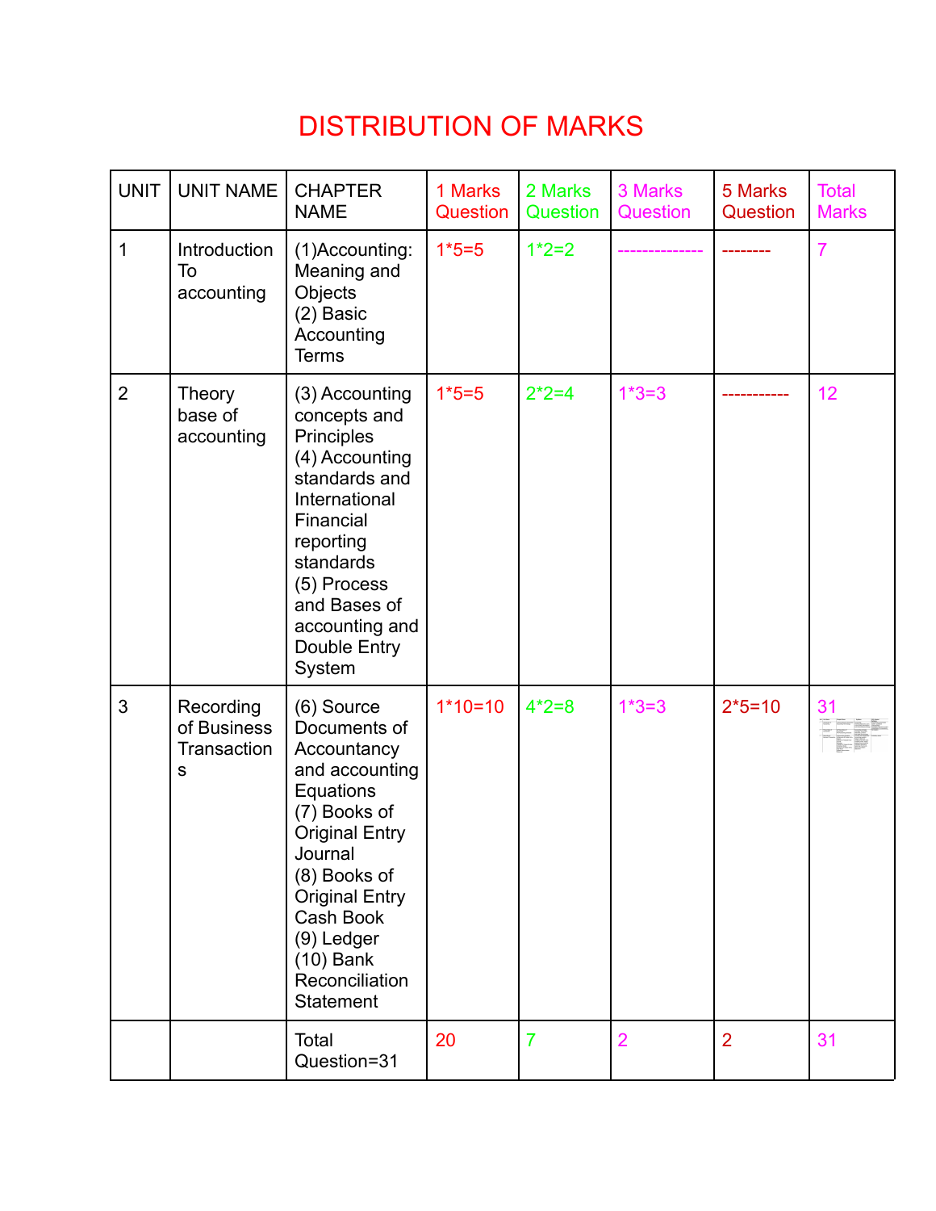# DISTRIBUTION OF MARKS

| UNIT | UNIT NAME | CHAPTER NAME | 1 Marks Question | 2 Marks Question | 3 Marks Question | 5 Marks Question | Total Marks |
|---|---|---|---|---|---|---|---|
| 1 | Introduction To accounting | (1)Accounting: Meaning and Objects (2) Basic Accounting Terms | 1*5=5 | 1*2=2 | -------------- | -------- | 7 |
| 2 | Theory base of accounting | (3) Accounting concepts and Principles (4) Accounting standards and International Financial reporting standards (5) Process and Bases of accounting and Double Entry System | 1*5=5 | 2*2=4 | 1*3=3 | ----------- | 12 |
| 3 | Recording of Business Transactions | (6) Source Documents of Accountancy and accounting Equations (7) Books of Original Entry Journal (8) Books of Original Entry Cash Book (9) Ledger (10) Bank Reconciliation Statement | 1*10=10 | 4*2=8 | 1*3=3 | 2*5=10 | 31 |
| | | Total Question=31 | 20 | 7 | 2 | 2 | 31 |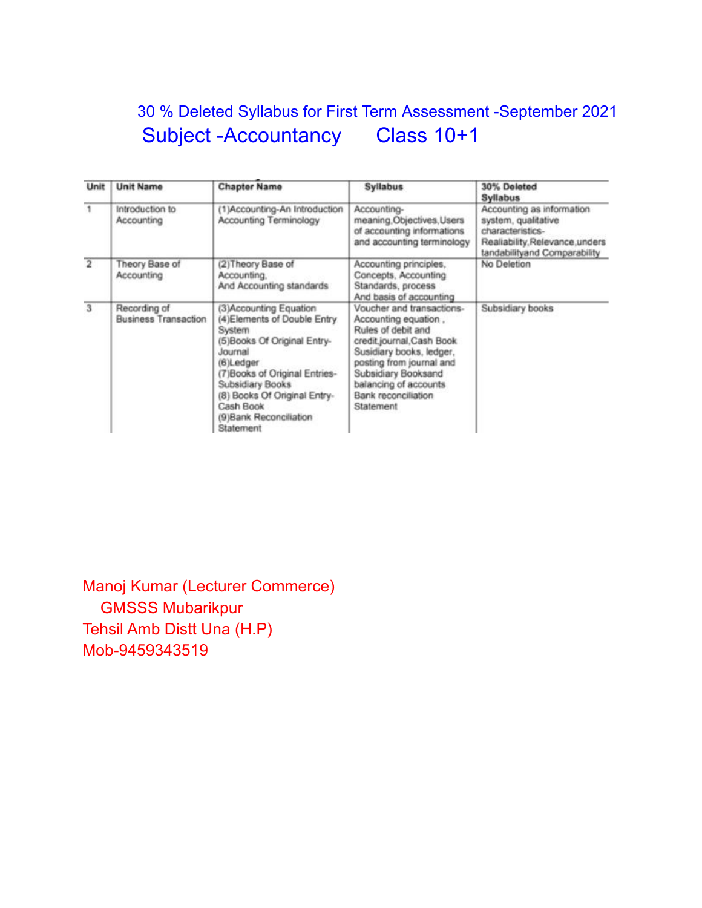30 % Deleted Syllabus for First Term Assessment -September 2021

## Subject -Accountancy Class 10+1

| Unit | Unit Name | Chapter Name | Syllabus | 30% Deleted Syllabus |
|---|---|---|---|---|
| 1 | Introduction to Accounting | (1)Accounting-An Introduction Accounting Terminology | Accounting-meaning,Objectives,Users of accounting informations and accounting terminology | Accounting as information system, qualitative characteristics-Realiability,Relevance,understandabilityand Comparability |
| 2 | Theory Base of Accounting | (2)Theory Base of Accounting, And Accounting standards | Accounting principles, Concepts, Accounting Standards, process And basis of accounting | No Deletion |
| 3 | Recording of Business Transaction | (3)Accounting Equation (4)Elements of Double Entry System (5)Books Of Original Entry-Journal (6)Ledger (7)Books of Original Entries-Subsidiary Books (8) Books Of Original Entry-Cash Book (9)Bank Reconciliation Statement | Voucher and transactions-Accounting equation , Rules of debit and credit,journal,Cash Book Susidiary books, ledger, posting from journal and Subsidiary Booksand balancing of accounts Bank reconciliation Statement | Subsidiary books |

Manoj Kumar (Lecturer Commerce)
GMSSS Mubarikpur
Tehsil Amb Distt Una (H.P)
Mob-9459343519